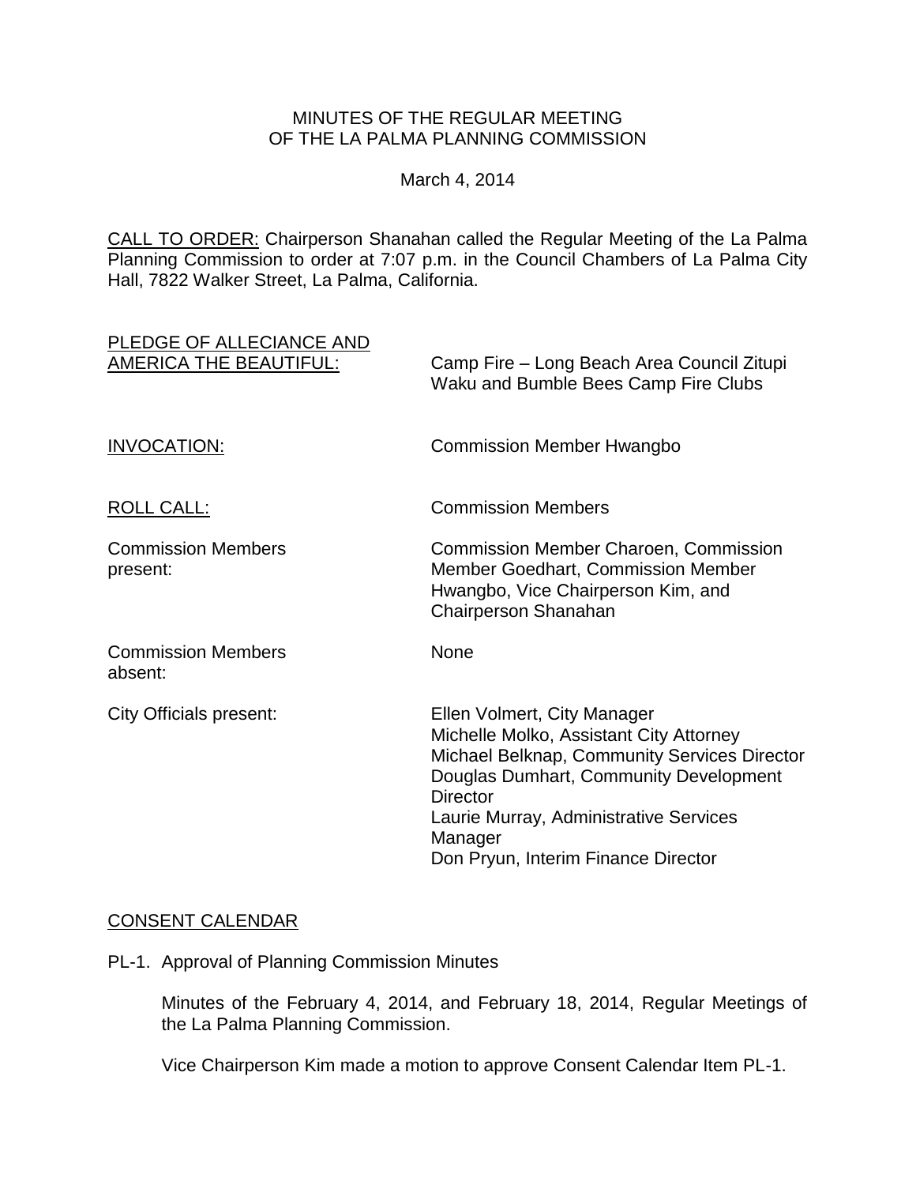MINUTES OF THE REGULAR MEETING
OF THE LA PALMA PLANNING COMMISSION

March 4, 2014

CALL TO ORDER: Chairperson Shanahan called the Regular Meeting of the La Palma Planning Commission to order at 7:07 p.m. in the Council Chambers of La Palma City Hall, 7822 Walker Street, La Palma, California.

PLEDGE OF ALLECIANCE AND AMERICA THE BEAUTIFUL: Camp Fire – Long Beach Area Council Zitupi Waku and Bumble Bees Camp Fire Clubs

INVOCATION: Commission Member Hwangbo

ROLL CALL: Commission Members

Commission Members present: Commission Member Charoen, Commission Member Goedhart, Commission Member Hwangbo, Vice Chairperson Kim, and Chairperson Shanahan

Commission Members absent: None

City Officials present:
Ellen Volmert, City Manager
Michelle Molko, Assistant City Attorney
Michael Belknap, Community Services Director
Douglas Dumhart, Community Development Director
Laurie Murray, Administrative Services Manager
Don Pryun, Interim Finance Director

CONSENT CALENDAR

PL-1. Approval of Planning Commission Minutes

Minutes of the February 4, 2014, and February 18, 2014, Regular Meetings of the La Palma Planning Commission.

Vice Chairperson Kim made a motion to approve Consent Calendar Item PL-1.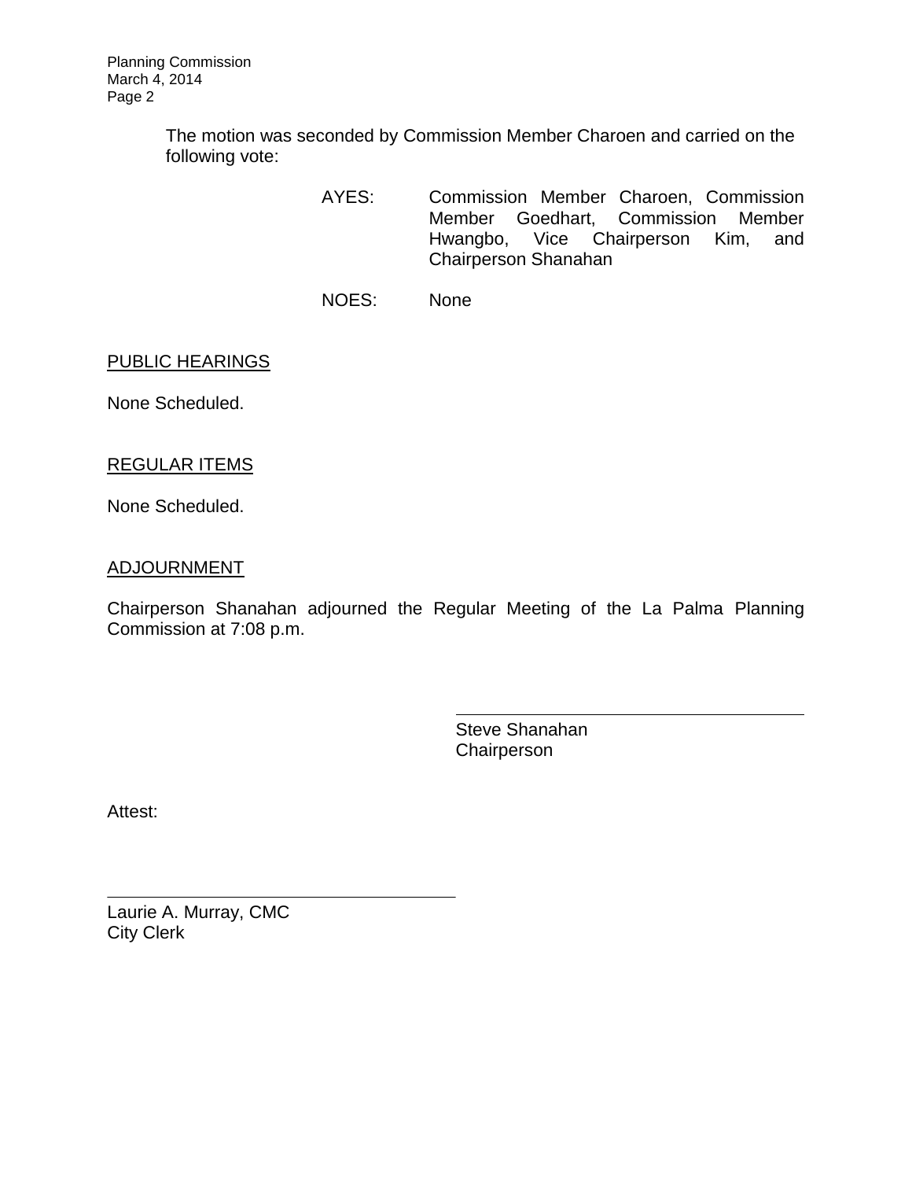The motion was seconded by Commission Member Charoen and carried on the following vote:

AYES: Commission Member Charoen, Commission Member Goedhart, Commission Member Hwangbo, Vice Chairperson Kim, and Chairperson Shanahan

NOES: None

## PUBLIC HEARINGS

None Scheduled.

## REGULAR ITEMS

None Scheduled.

## ADJOURNMENT

Chairperson Shanahan adjourned the Regular Meeting of the La Palma Planning Commission at 7:08 p.m.

Steve Shanahan
Chairperson

Attest:

Laurie A. Murray, CMC
City Clerk